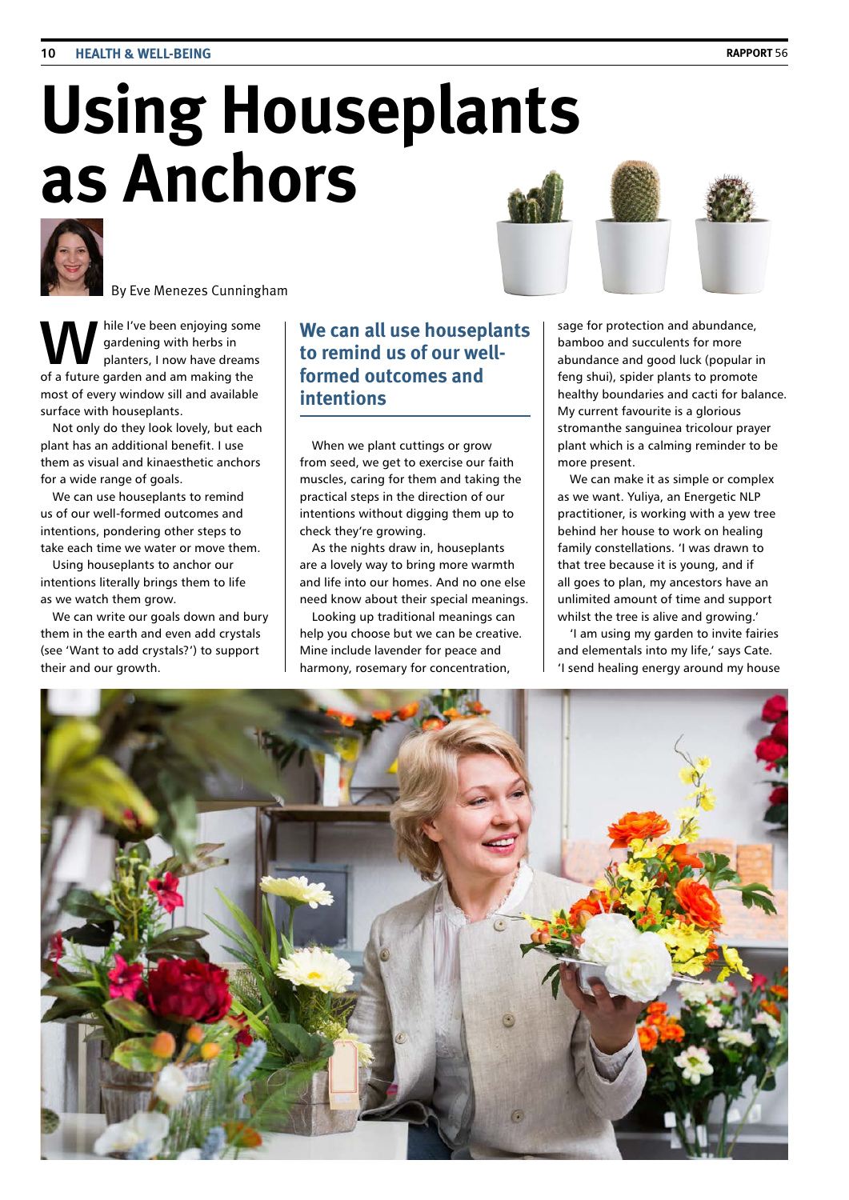# Using Houseplants as Anchors

By Eve Menezes Cunningham

While I've been enjoying some gardening with herbs in planters, I now have dreams of a future garden and am making the most of every window sill and available surface with houseplants.

Not only do they look lovely, but each plant has an additional benefit. I use them as visual and kinaesthetic anchors for a wide range of goals.

We can use houseplants to remind us of our well-formed outcomes and intentions, pondering other steps to take each time we water or move them.

Using houseplants to anchor our intentions literally brings them to life as we watch them grow.

We can write our goals down and bury them in the earth and even add crystals (see 'Want to add crystals?') to support their and our growth.

## We can all use houseplants to remind us of our well-formed outcomes and intentions

When we plant cuttings or grow from seed, we get to exercise our faith muscles, caring for them and taking the practical steps in the direction of our intentions without digging them up to check they're growing.

As the nights draw in, houseplants are a lovely way to bring more warmth and life into our homes. And no one else need know about their special meanings.

Looking up traditional meanings can help you choose but we can be creative. Mine include lavender for peace and harmony, rosemary for concentration, sage for protection and abundance, bamboo and succulents for more abundance and good luck (popular in feng shui), spider plants to promote healthy boundaries and cacti for balance. My current favourite is a glorious stromanthe sanguinea tricolour prayer plant which is a calming reminder to be more present.

We can make it as simple or complex as we want. Yuliya, an Energetic NLP practitioner, is working with a yew tree behind her house to work on healing family constellations. 'I was drawn to that tree because it is young, and if all goes to plan, my ancestors have an unlimited amount of time and support whilst the tree is alive and growing.'

'I am using my garden to invite fairies and elementals into my life,' says Cate. 'I send healing energy around my house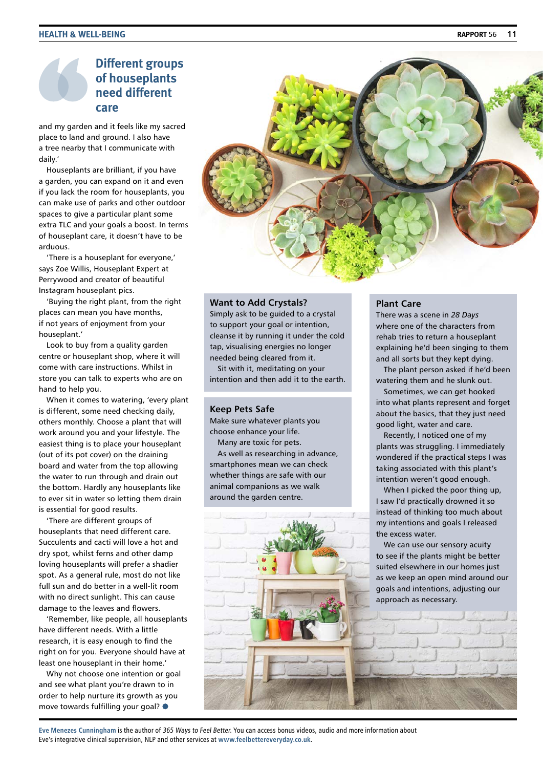> **Different groups of houseplants need different care**

and my garden and it feels like my sacred place to land and ground. I also have a tree nearby that I communicate with daily.'

Houseplants are brilliant, if you have a garden, you can expand on it and even if you lack the room for houseplants, you can make use of parks and other outdoor spaces to give a particular plant some extra TLC and your goals a boost. In terms of houseplant care, it doesn't have to be arduous.

'There is a houseplant for everyone,' says Zoe Willis, Houseplant Expert at Perrywood and creator of beautiful Instagram houseplant pics.

'Buying the right plant, from the right places can mean you have months, if not years of enjoyment from your houseplant.'

Look to buy from a quality garden centre or houseplant shop, where it will come with care instructions. Whilst in store you can talk to experts who are on hand to help you.

When it comes to watering, 'every plant is different, some need checking daily, others monthly. Choose a plant that will work around you and your lifestyle. The easiest thing is to place your houseplant (out of its pot cover) on the draining board and water from the top allowing the water to run through and drain out the bottom. Hardly any houseplants like to ever sit in water so letting them drain is essential for good results.

'There are different groups of houseplants that need different care. Succulents and cacti will love a hot and dry spot, whilst ferns and other damp loving houseplants will prefer a shadier spot. As a general rule, most do not like full sun and do better in a well-lit room with no direct sunlight. This can cause damage to the leaves and flowers.

'Remember, like people, all houseplants have different needs. With a little research, it is easy enough to find the right on for you. Everyone should have at least one houseplant in their home.'

Why not choose one intention or goal and see what plant you're drawn to in order to help nurture its growth as you move towards fulfilling your goal? ●

### Want to Add Crystals?

Simply ask to be guided to a crystal to support your goal or intention, cleanse it by running it under the cold tap, visualising energies no longer needed being cleared from it.

Sit with it, meditating on your intention and then add it to the earth.

### Keep Pets Safe

Make sure whatever plants you choose enhance your life.

Many are toxic for pets.

As well as researching in advance, smartphones mean we can check whether things are safe with our animal companions as we walk around the garden centre.

### Plant Care

There was a scene in *28 Days* where one of the characters from rehab tries to return a houseplant explaining he'd been singing to them and all sorts but they kept dying.

The plant person asked if he'd been watering them and he slunk out.

Sometimes, we can get hooked into what plants represent and forget about the basics, that they just need good light, water and care.

Recently, I noticed one of my plants was struggling. I immediately wondered if the practical steps I was taking associated with this plant's intention weren't good enough.

When I picked the poor thing up, I saw I'd practically drowned it so instead of thinking too much about my intentions and goals I released the excess water.

We can use our sensory acuity to see if the plants might be better suited elsewhere in our homes just as we keep an open mind around our goals and intentions, adjusting our approach as necessary.

**Eve Menezes Cunningham** is the author of *365 Ways to Feel Better*. You can access bonus videos, audio and more information about Eve's integrative clinical supervision, NLP and other services at **www.feelbettereveryday.co.uk**.